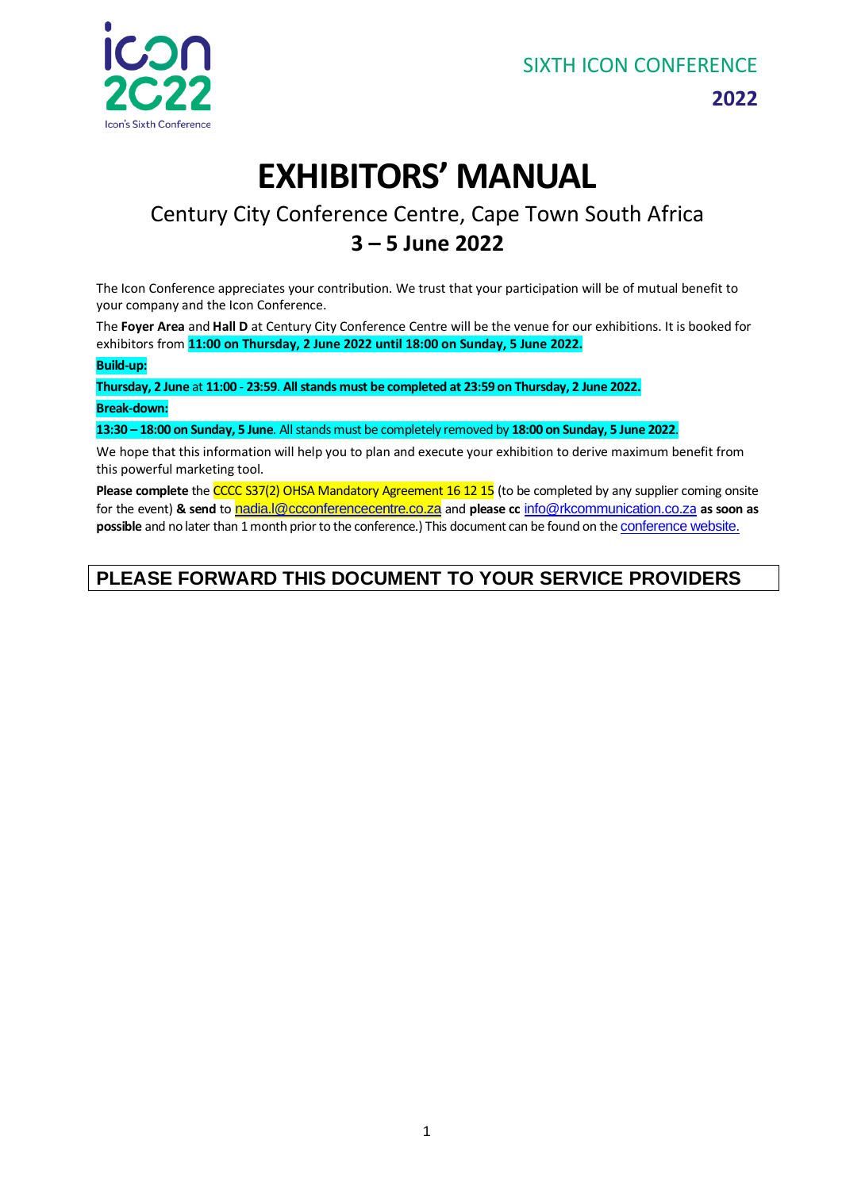SIXTH ICON CONFERENCE

**2022**

# EXHIBITORS' MANUAL

## Century City Conference Centre, Cape Town South Africa

## 3 – 5 June 2022

The Icon Conference appreciates your contribution. We trust that your participation will be of mutual benefit to your company and the Icon Conference.

The **Foyer Area** and **Hall D** at Century City Conference Centre will be the venue for our exhibitions. It is booked for exhibitors from **11:00 on Thursday, 2 June 2022 until 18:00 on Sunday, 5 June 2022.**

**Build-up:**

**Thursday, 2 June** at **11:00 - 23:59**. **All stands must be completed at 23:59 on Thursday, 2 June 2022.**

**Break-down:**

**13:30 – 18:00 on Sunday, 5 June**. All stands must be completely removed by **18:00 on Sunday, 5 June 2022**.

We hope that this information will help you to plan and execute your exhibition to derive maximum benefit from this powerful marketing tool.

**Please complete** the CCCC S37(2) OHSA Mandatory Agreement 16 12 15 (to be completed by any supplier coming onsite for the event) **& send** to nadia.l@ccconferencecentre.co.za and **please cc** info@rkcommunication.co.za **as soon as possible** and no later than 1 month prior to the conference.) This document can be found on the conference website.

**PLEASE FORWARD THIS DOCUMENT TO YOUR SERVICE PROVIDERS**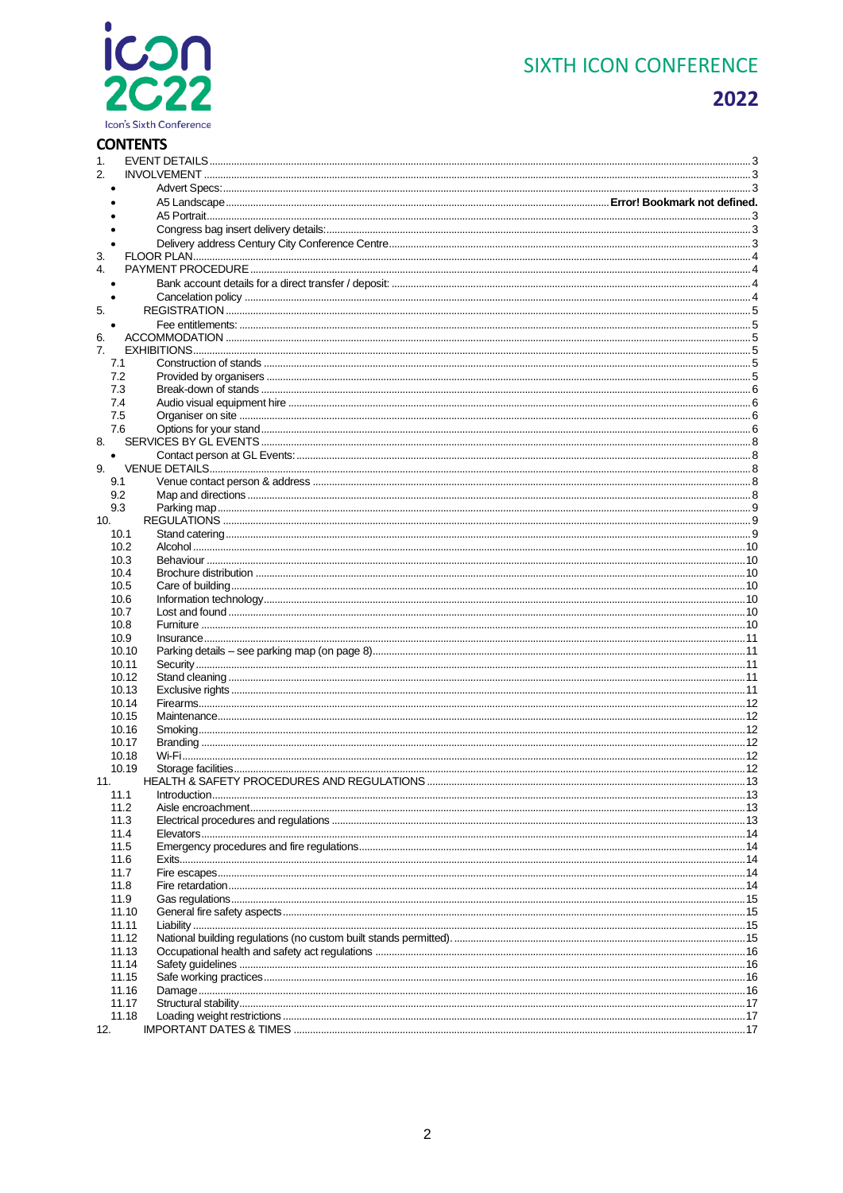## CONTENTS

1. EVENT DETAILS ... 3
2. INVOLVEMENT ... 3
   - Advert Specs: ... 3
   - A5 Landscape ... **Error! Bookmark not defined.**
   - A5 Portrait ... 3
   - Congress bag insert delivery details: ... 3
   - Delivery address Century City Conference Centre ... 3
3. FLOOR PLAN ... 4
4. PAYMENT PROCEDURE ... 4
   - Bank account details for a direct transfer / deposit: ... 4
   - Cancelation policy ... 4
5. REGISTRATION ... 5
   - Fee entitlements: ... 5
6. ACCOMMODATION ... 5
7. EXHIBITIONS ... 5
   - 7.1 Construction of stands ... 5
   - 7.2 Provided by organisers ... 5
   - 7.3 Break-down of stands ... 6
   - 7.4 Audio visual equipment hire ... 6
   - 7.5 Organiser on site ... 6
   - 7.6 Options for your stand ... 6
8. SERVICES BY GL EVENTS ... 8
   - Contact person at GL Events: ... 8
9. VENUE DETAILS ... 8
   - 9.1 Venue contact person & address ... 8
   - 9.2 Map and directions ... 8
   - 9.3 Parking map ... 9
10. REGULATIONS ... 9
    - 10.1 Stand catering ... 9
    - 10.2 Alcohol ... 10
    - 10.3 Behaviour ... 10
    - 10.4 Brochure distribution ... 10
    - 10.5 Care of building ... 10
    - 10.6 Information technology ... 10
    - 10.7 Lost and found ... 10
    - 10.8 Furniture ... 10
    - 10.9 Insurance ... 11
    - 10.10 Parking details – see parking map (on page 8) ... 11
    - 10.11 Security ... 11
    - 10.12 Stand cleaning ... 11
    - 10.13 Exclusive rights ... 11
    - 10.14 Firearms ... 12
    - 10.15 Maintenance ... 12
    - 10.16 Smoking ... 12
    - 10.17 Branding ... 12
    - 10.18 Wi-Fi ... 12
    - 10.19 Storage facilities ... 12
11. HEALTH & SAFETY PROCEDURES AND REGULATIONS ... 13
    - 11.1 Introduction ... 13
    - 11.2 Aisle encroachment ... 13
    - 11.3 Electrical procedures and regulations ... 13
    - 11.4 Elevators ... 14
    - 11.5 Emergency procedures and fire regulations ... 14
    - 11.6 Exits ... 14
    - 11.7 Fire escapes ... 14
    - 11.8 Fire retardation ... 14
    - 11.9 Gas regulations ... 15
    - 11.10 General fire safety aspects ... 15
    - 11.11 Liability ... 15
    - 11.12 National building regulations (no custom built stands permitted). ... 15
    - 11.13 Occupational health and safety act regulations ... 16
    - 11.14 Safety guidelines ... 16
    - 11.15 Safe working practices ... 16
    - 11.16 Damage ... 16
    - 11.17 Structural stability ... 17
    - 11.18 Loading weight restrictions ... 17
12. IMPORTANT DATES & TIMES ... 17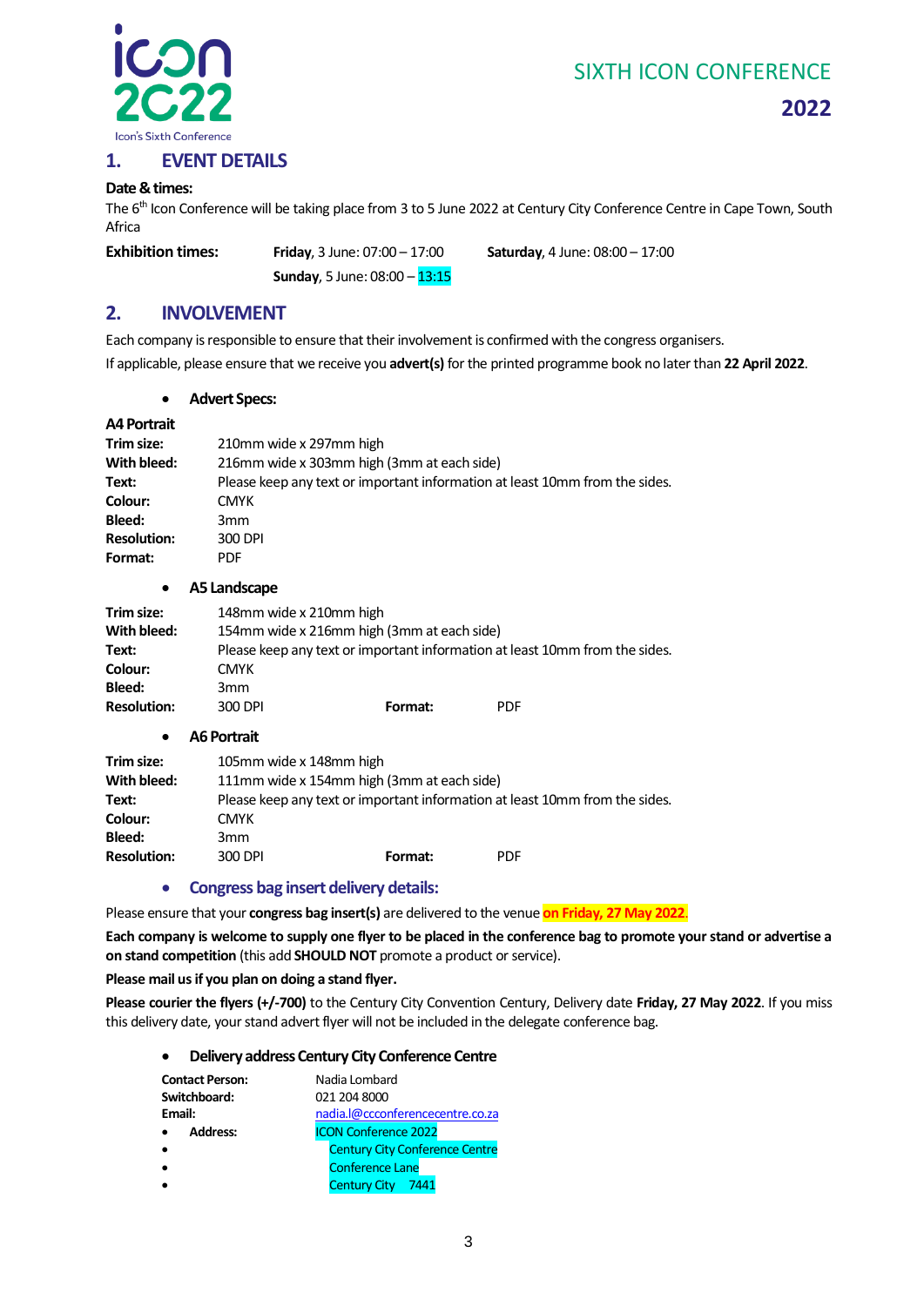# SIXTH ICON CONFERENCE

# 2022

## 1. EVENT DETAILS

**Date & times:**

The 6th Icon Conference will be taking place from 3 to 5 June 2022 at Century City Conference Centre in Cape Town, South Africa

**Exhibition times:**
**Friday**, 3 June: 07:00 – 17:00
**Saturday**, 4 June: 08:00 – 17:00
**Sunday**, 5 June: 08:00 – 13:15

## 2. INVOLVEMENT

Each company is responsible to ensure that their involvement is confirmed with the congress organisers.

If applicable, please ensure that we receive you **advert(s)** for the printed programme book no later than **22 April 2022**.

- **Advert Specs:**

**A4 Portrait**

**Trim size:** 210mm wide x 297mm high
**With bleed:** 216mm wide x 303mm high (3mm at each side)
**Text:** Please keep any text or important information at least 10mm from the sides.
**Colour:** CMYK
**Bleed:** 3mm
**Resolution:** 300 DPI
**Format:** PDF

- **A5 Landscape**

**Trim size:** 148mm wide x 210mm high
**With bleed:** 154mm wide x 216mm high (3mm at each side)
**Text:** Please keep any text or important information at least 10mm from the sides.
**Colour:** CMYK
**Bleed:** 3mm
**Resolution:** 300 DPI **Format:** PDF

- **A6 Portrait**

**Trim size:** 105mm wide x 148mm high
**With bleed:** 111mm wide x 154mm high (3mm at each side)
**Text:** Please keep any text or important information at least 10mm from the sides.
**Colour:** CMYK
**Bleed:** 3mm
**Resolution:** 300 DPI **Format:** PDF

- **Congress bag insert delivery details:**

Please ensure that your **congress bag insert(s)** are delivered to the venue **on Friday, 27 May 2022**.

**Each company is welcome to supply one flyer to be placed in the conference bag to promote your stand or advertise a on stand competition** (this add **SHOULD NOT** promote a product or service).

**Please mail us if you plan on doing a stand flyer.**

**Please courier the flyers (+/-700)** to the Century City Convention Century, Delivery date **Friday, 27 May 2022**. If you miss this delivery date, your stand advert flyer will not be included in the delegate conference bag.

- **Delivery address Century City Conference Centre**

**Contact Person:** Nadia Lombard
**Switchboard:** 021 204 8000
**Email:** nadia.l@ccconferencecentre.co.za

- **Address:** ICON Conference 2022
- Century City Conference Centre
- Conference Lane
- Century City 7441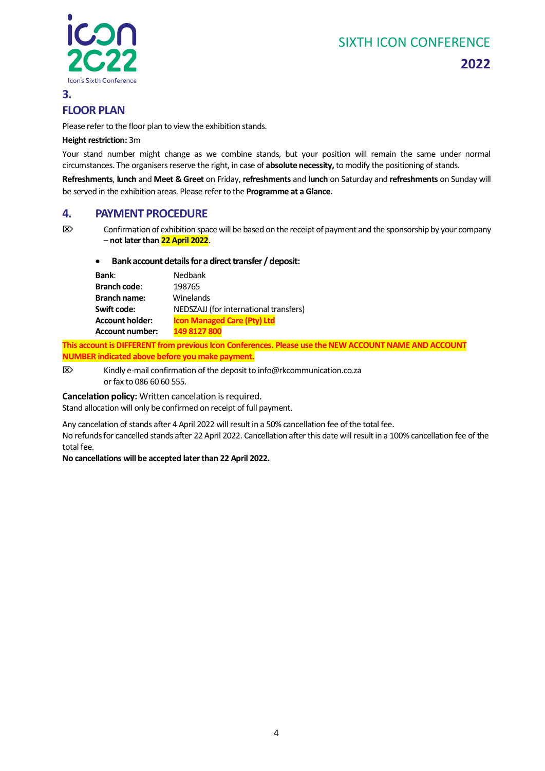## 3.

## FLOOR PLAN

Please refer to the floor plan to view the exhibition stands.

**Height restriction:** 3m

Your stand number might change as we combine stands, but your position will remain the same under normal circumstances. The organisers reserve the right, in case of **absolute necessity,** to modify the positioning of stands.

**Refreshments**, **lunch** and **Meet & Greet** on Friday, **refreshments** and **lunch** on Saturday and **refreshments** on Sunday will be served in the exhibition areas. Please refer to the **Programme at a Glance**.

## 4. PAYMENT PROCEDURE

⌦ Confirmation of exhibition space will be based on the receipt of payment and the sponsorship by your company – **not later than 22 April 2022**.

- **Bank account details for a direct transfer / deposit:**

| | |
|---|---|
| **Bank**: | Nedbank |
| **Branch code**: | 198765 |
| **Branch name:** | Winelands |
| **Swift code:** | NEDSZAJJ (for international transfers) |
| **Account holder:** | **Icon Managed Care (Pty) Ltd** |
| **Account number:** | **149 8127 800** |

**This account is DIFFERENT from previous Icon Conferences. Please use the NEW ACCOUNT NAME AND ACCOUNT NUMBER indicated above before you make payment.**

⌦ Kindly e-mail confirmation of the deposit to info@rkcommunication.co.za or fax to 086 60 60 555.

**Cancelation policy:** Written cancelation is required.
Stand allocation will only be confirmed on receipt of full payment.

Any cancelation of stands after 4 April 2022 will result in a 50% cancellation fee of the total fee.
No refunds for cancelled stands after 22 April 2022. Cancellation after this date will result in a 100% cancellation fee of the total fee.
**No cancellations will be accepted later than 22 April 2022.**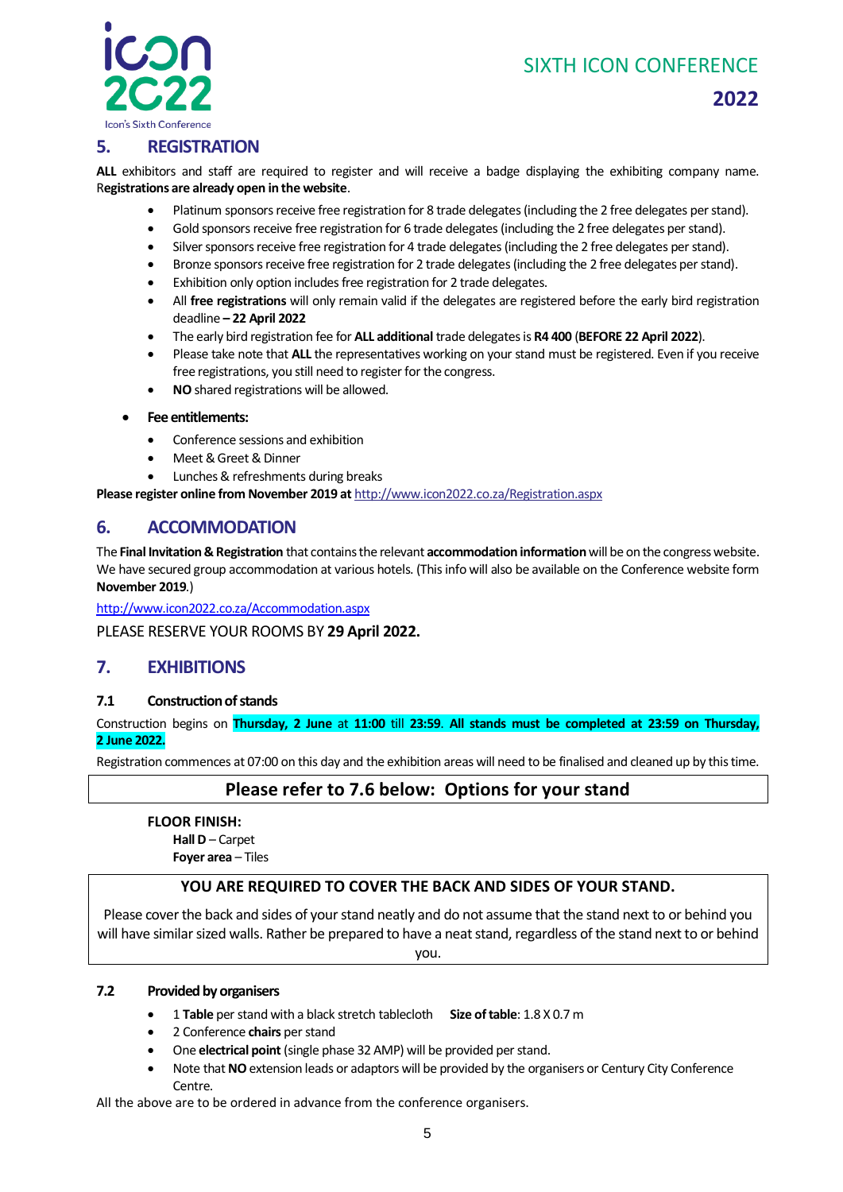## 5. REGISTRATION

**ALL** exhibitors and staff are required to register and will receive a badge displaying the exhibiting company name. R**egistrations are already open in the website**.

- Platinum sponsors receive free registration for 8 trade delegates (including the 2 free delegates per stand).
- Gold sponsors receive free registration for 6 trade delegates (including the 2 free delegates per stand).
- Silver sponsors receive free registration for 4 trade delegates (including the 2 free delegates per stand).
- Bronze sponsors receive free registration for 2 trade delegates (including the 2 free delegates per stand).
- Exhibition only option includes free registration for 2 trade delegates.
- All **free registrations** will only remain valid if the delegates are registered before the early bird registration deadline **– 22 April 2022**
- The early bird registration fee for **ALL additional** trade delegates is **R4 400** (**BEFORE 22 April 2022**).
- Please take note that **ALL** the representatives working on your stand must be registered. Even if you receive free registrations, you still need to register for the congress.
- **NO** shared registrations will be allowed.

- **Fee entitlements:**
  - Conference sessions and exhibition
  - Meet & Greet & Dinner
  - Lunches & refreshments during breaks

**Please register online from November 2019 at** http://www.icon2022.co.za/Registration.aspx

## 6. ACCOMMODATION

The **Final Invitation & Registration** that contains the relevant **accommodation information** will be on the congress website. We have secured group accommodation at various hotels. (This info will also be available on the Conference website form **November 2019**.)

http://www.icon2022.co.za/Accommodation.aspx

PLEASE RESERVE YOUR ROOMS BY **29 April 2022.**

## 7. EXHIBITIONS

### 7.1 Construction of stands

Construction begins on **Thursday, 2 June** at **11:00** till **23:59**. **All stands must be completed at 23:59 on Thursday, 2 June 2022.**

Registration commences at 07:00 on this day and the exhibition areas will need to be finalised and cleaned up by this time.

**Please refer to 7.6 below: Options for your stand**

**FLOOR FINISH:**
**Hall D** – Carpet
**Foyer area** – Tiles

**YOU ARE REQUIRED TO COVER THE BACK AND SIDES OF YOUR STAND.**

Please cover the back and sides of your stand neatly and do not assume that the stand next to or behind you will have similar sized walls. Rather be prepared to have a neat stand, regardless of the stand next to or behind you.

### 7.2 Provided by organisers

- 1 **Table** per stand with a black stretch tablecloth **Size of table**: 1.8 X 0.7 m
- 2 Conference **chairs** per stand
- One **electrical point** (single phase 32 AMP) will be provided per stand.
- Note that **NO** extension leads or adaptors will be provided by the organisers or Century City Conference Centre.

All the above are to be ordered in advance from the conference organisers.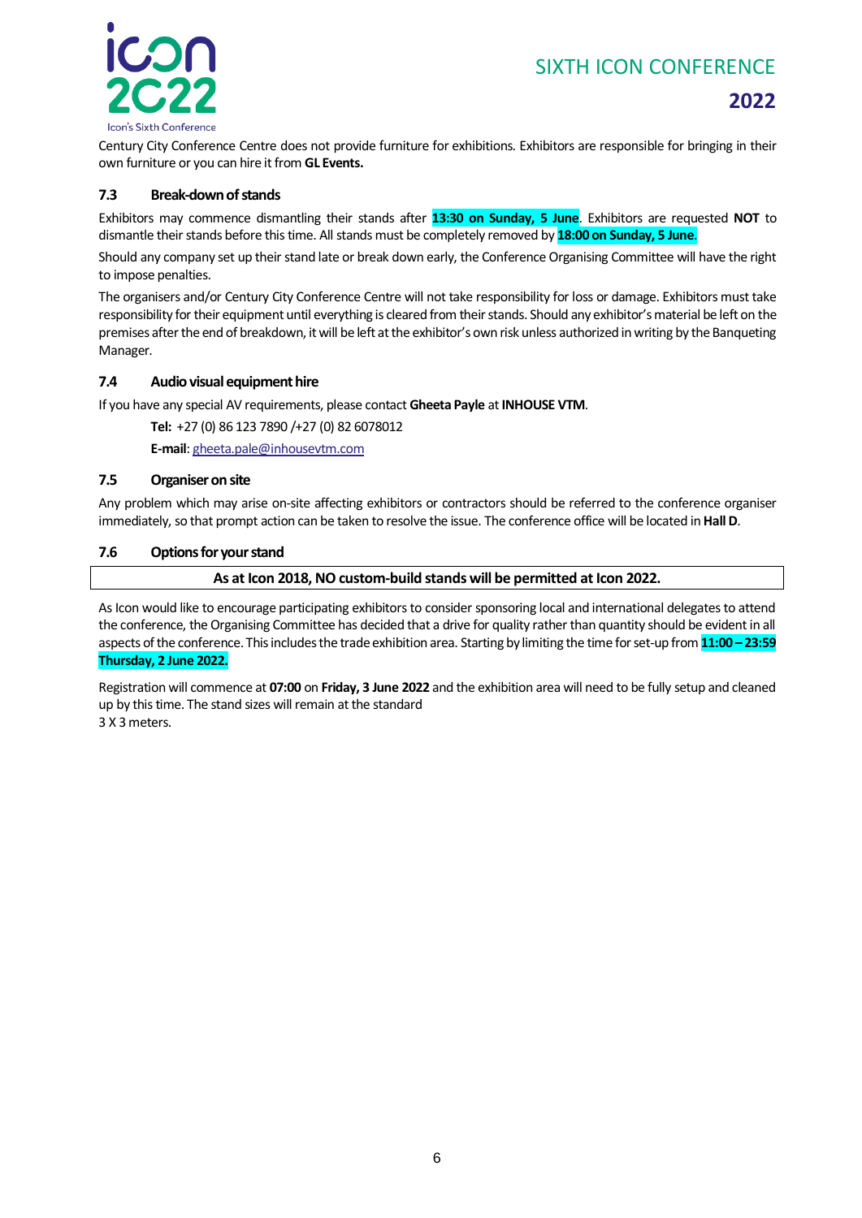Century City Conference Centre does not provide furniture for exhibitions. Exhibitors are responsible for bringing in their own furniture or you can hire it from **GL Events.**

### 7.3 Break-down of stands

Exhibitors may commence dismantling their stands after **13:30 on Sunday, 5 June**. Exhibitors are requested **NOT** to dismantle their stands before this time. All stands must be completely removed by **18:00 on Sunday, 5 June.**

Should any company set up their stand late or break down early, the Conference Organising Committee will have the right to impose penalties.

The organisers and/or Century City Conference Centre will not take responsibility for loss or damage. Exhibitors must take responsibility for their equipment until everything is cleared from their stands. Should any exhibitor's material be left on the premises after the end of breakdown, it will be left at the exhibitor's own risk unless authorized in writing by the Banqueting Manager.

### 7.4 Audio visual equipment hire

If you have any special AV requirements, please contact **Gheeta Payle** at **INHOUSE VTM**.

**Tel:** +27 (0) 86 123 7890 /+27 (0) 82 6078012

**E-mail**: gheeta.pale@inhousevtm.com

### 7.5 Organiser on site

Any problem which may arise on-site affecting exhibitors or contractors should be referred to the conference organiser immediately, so that prompt action can be taken to resolve the issue. The conference office will be located in **Hall D**.

### 7.6 Options for your stand

**As at Icon 2018, NO custom-build stands will be permitted at Icon 2022.**

As Icon would like to encourage participating exhibitors to consider sponsoring local and international delegates to attend the conference, the Organising Committee has decided that a drive for quality rather than quantity should be evident in all aspects of the conference. This includes the trade exhibition area. Starting by limiting the time for set-up from **11:00 – 23:59 Thursday, 2 June 2022.**

Registration will commence at **07:00** on **Friday, 3 June 2022** and the exhibition area will need to be fully setup and cleaned up by this time. The stand sizes will remain at the standard
3 X 3 meters.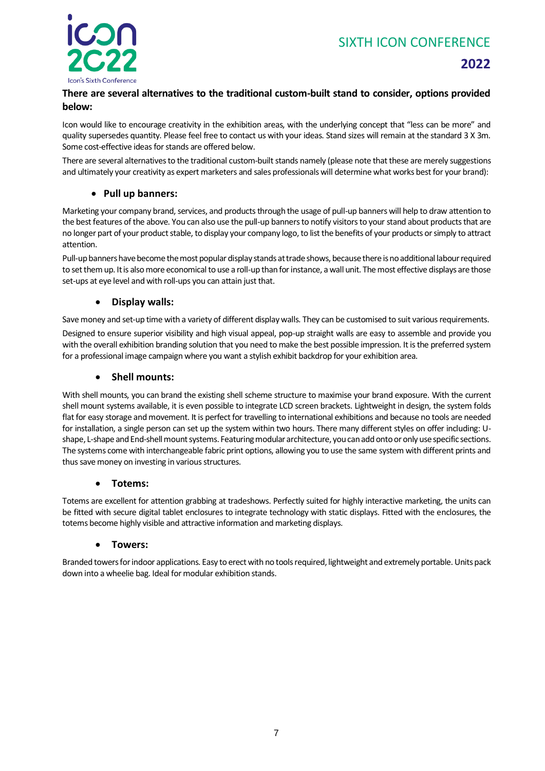**There are several alternatives to the traditional custom-built stand to consider, options provided below:**

Icon would like to encourage creativity in the exhibition areas, with the underlying concept that "less can be more" and quality supersedes quantity. Please feel free to contact us with your ideas. Stand sizes will remain at the standard 3 X 3m. Some cost-effective ideas for stands are offered below.

There are several alternatives to the traditional custom-built stands namely (please note that these are merely suggestions and ultimately your creativity as expert marketers and sales professionals will determine what works best for your brand):

- **Pull up banners:**

Marketing your company brand, services, and products through the usage of pull-up banners will help to draw attention to the best features of the above. You can also use the pull-up banners to notify visitors to your stand about products that are no longer part of your product stable, to display your company logo, to list the benefits of your products or simply to attract attention.

Pull-up banners have become the most popular display stands at trade shows, because there is no additional labour required to set them up. It is also more economical to use a roll-up than for instance, a wall unit. The most effective displays are those set-ups at eye level and with roll-ups you can attain just that.

- **Display walls:**

Save money and set-up time with a variety of different display walls. They can be customised to suit various requirements.

Designed to ensure superior visibility and high visual appeal, pop-up straight walls are easy to assemble and provide you with the overall exhibition branding solution that you need to make the best possible impression. It is the preferred system for a professional image campaign where you want a stylish exhibit backdrop for your exhibition area.

- **Shell mounts:**

With shell mounts, you can brand the existing shell scheme structure to maximise your brand exposure. With the current shell mount systems available, it is even possible to integrate LCD screen brackets. Lightweight in design, the system folds flat for easy storage and movement. It is perfect for travelling to international exhibitions and because no tools are needed for installation, a single person can set up the system within two hours. There many different styles on offer including: U-shape, L-shape and End-shell mount systems. Featuring modular architecture, you can add onto or only use specific sections. The systems come with interchangeable fabric print options, allowing you to use the same system with different prints and thus save money on investing in various structures.

- **Totems:**

Totems are excellent for attention grabbing at tradeshows. Perfectly suited for highly interactive marketing, the units can be fitted with secure digital tablet enclosures to integrate technology with static displays. Fitted with the enclosures, the totems become highly visible and attractive information and marketing displays.

- **Towers:**

Branded towers for indoor applications. Easy to erect with no tools required, lightweight and extremely portable. Units pack down into a wheelie bag. Ideal for modular exhibition stands.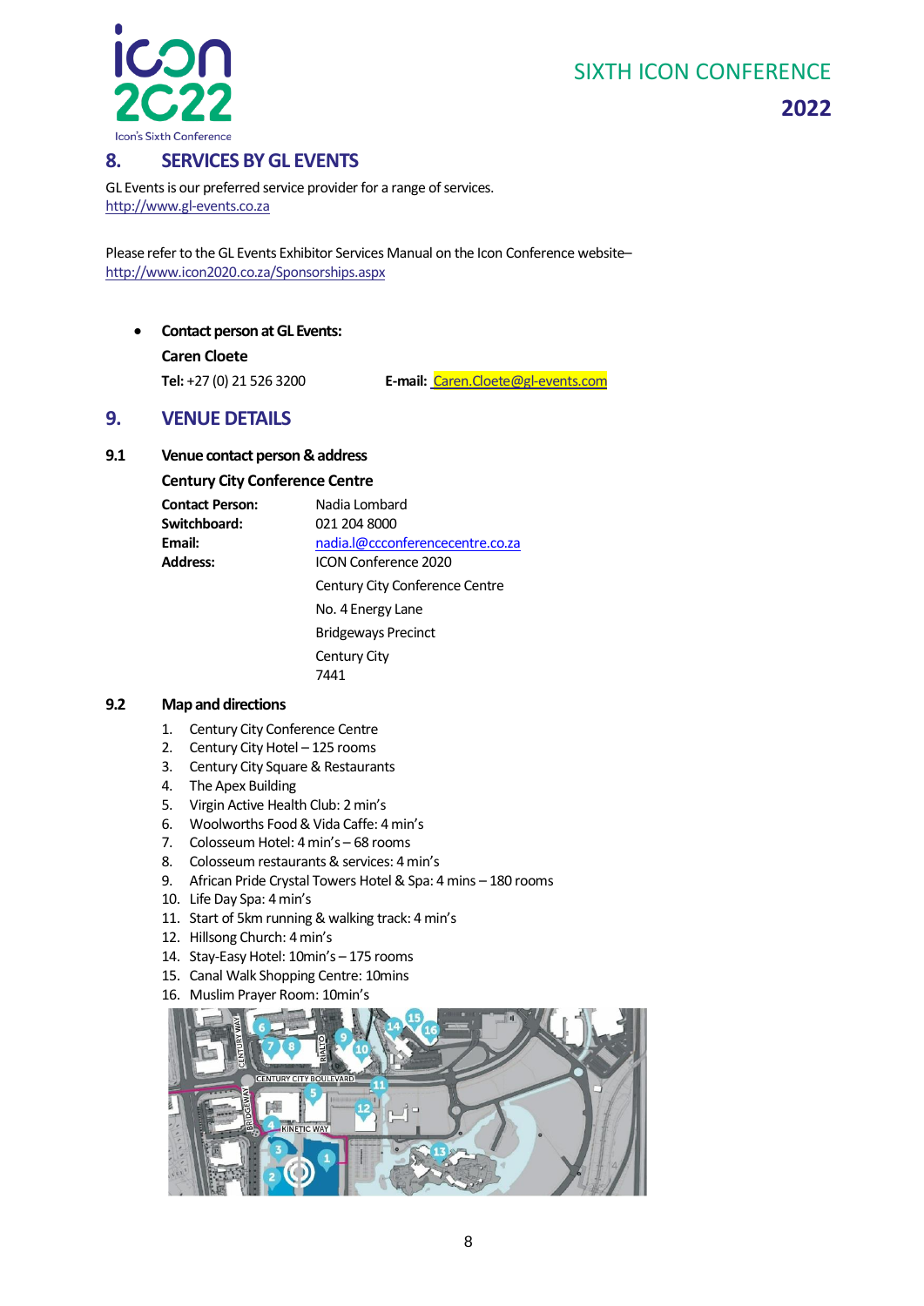## 8. SERVICES BY GL EVENTS

GL Events is our preferred service provider for a range of services.
http://www.gl-events.co.za

Please refer to the GL Events Exhibitor Services Manual on the Icon Conference website–
http://www.icon2020.co.za/Sponsorships.aspx

- **Contact person at GL Events:**

  **Caren Cloete**

  **Tel:** +27 (0) 21 526 3200 **E-mail:** Caren.Cloete@gl-events.com

## 9. VENUE DETAILS

### 9.1 Venue contact person & address

**Century City Conference Centre**

| | |
|---|---|
| **Contact Person:** | Nadia Lombard |
| **Switchboard:** | 021 204 8000 |
| **Email:** | nadia.l@ccconferencecentre.co.za |
| **Address:** | ICON Conference 2020<br>Century City Conference Centre<br>No. 4 Energy Lane<br>Bridgeways Precinct<br>Century City<br>7441 |

### 9.2 Map and directions

1. Century City Conference Centre
2. Century City Hotel – 125 rooms
3. Century City Square & Restaurants
4. The Apex Building
5. Virgin Active Health Club: 2 min's
6. Woolworths Food & Vida Caffe: 4 min's
7. Colosseum Hotel: 4 min's – 68 rooms
8. Colosseum restaurants & services: 4 min's
9. African Pride Crystal Towers Hotel & Spa: 4 mins – 180 rooms
10. Life Day Spa: 4 min's
11. Start of 5km running & walking track: 4 min's
12. Hillsong Church: 4 min's
14. Stay-Easy Hotel: 10min's – 175 rooms
15. Canal Walk Shopping Centre: 10mins
16. Muslim Prayer Room: 10min's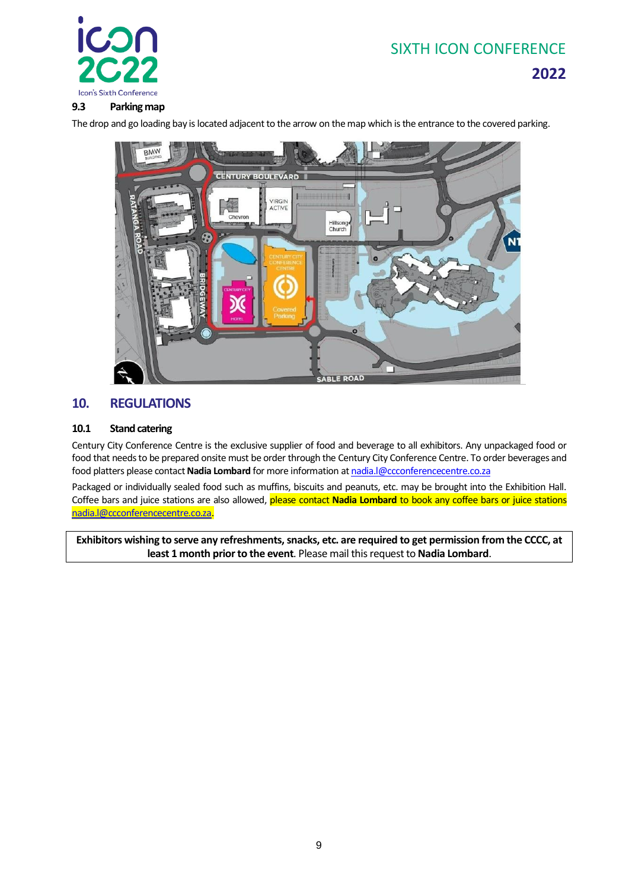### 9.3 Parking map

The drop and go loading bay is located adjacent to the arrow on the map which is the entrance to the covered parking.

## 10. REGULATIONS

### 10.1 Stand catering

Century City Conference Centre is the exclusive supplier of food and beverage to all exhibitors. Any unpackaged food or food that needs to be prepared onsite must be order through the Century City Conference Centre. To order beverages and food platters please contact **Nadia Lombard** for more information at nadia.l@ccconferencecentre.co.za

Packaged or individually sealed food such as muffins, biscuits and peanuts, etc. may be brought into the Exhibition Hall. Coffee bars and juice stations are also allowed, please contact **Nadia Lombard** to book any coffee bars or juice stations nadia.l@ccconferencecentre.co.za.

**Exhibitors wishing to serve any refreshments, snacks, etc. are required to get permission from the CCCC, at least 1 month prior to the event**. Please mail this request to **Nadia Lombard**.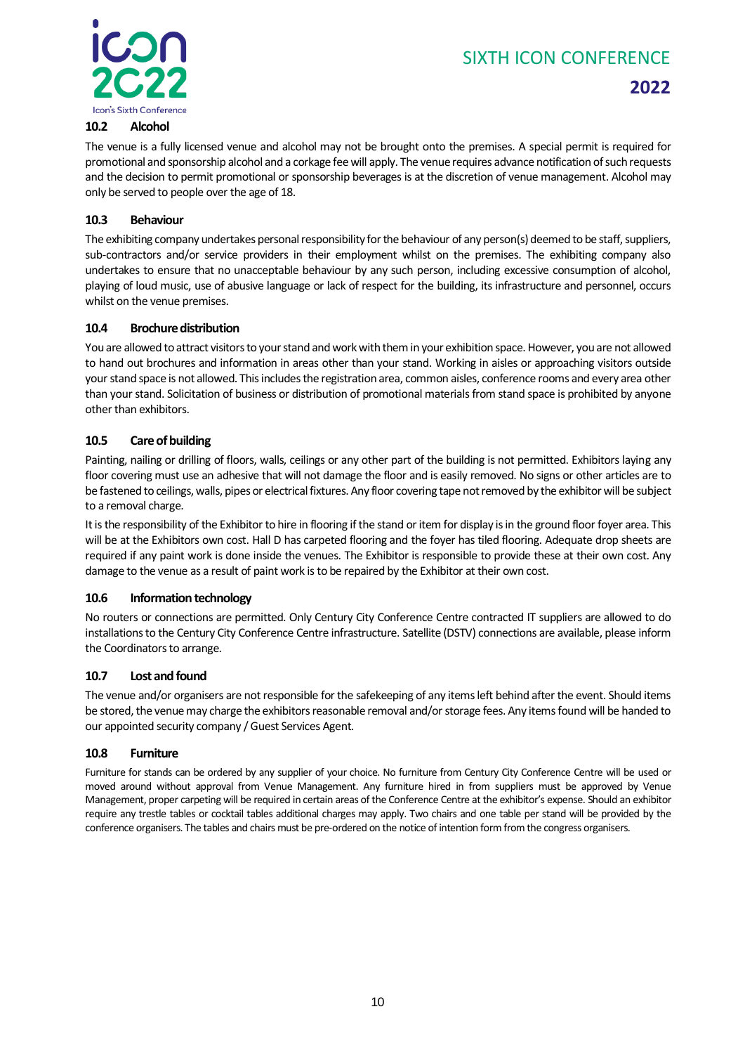### 10.2 Alcohol

The venue is a fully licensed venue and alcohol may not be brought onto the premises. A special permit is required for promotional and sponsorship alcohol and a corkage fee will apply. The venue requires advance notification of such requests and the decision to permit promotional or sponsorship beverages is at the discretion of venue management. Alcohol may only be served to people over the age of 18.

### 10.3 Behaviour

The exhibiting company undertakes personal responsibility for the behaviour of any person(s) deemed to be staff, suppliers, sub-contractors and/or service providers in their employment whilst on the premises. The exhibiting company also undertakes to ensure that no unacceptable behaviour by any such person, including excessive consumption of alcohol, playing of loud music, use of abusive language or lack of respect for the building, its infrastructure and personnel, occurs whilst on the venue premises.

### 10.4 Brochure distribution

You are allowed to attract visitors to your stand and work with them in your exhibition space. However, you are not allowed to hand out brochures and information in areas other than your stand. Working in aisles or approaching visitors outside your stand space is not allowed. This includes the registration area, common aisles, conference rooms and every area other than your stand. Solicitation of business or distribution of promotional materials from stand space is prohibited by anyone other than exhibitors.

### 10.5 Care of building

Painting, nailing or drilling of floors, walls, ceilings or any other part of the building is not permitted. Exhibitors laying any floor covering must use an adhesive that will not damage the floor and is easily removed. No signs or other articles are to be fastened to ceilings, walls, pipes or electrical fixtures. Any floor covering tape not removed by the exhibitor will be subject to a removal charge.

It is the responsibility of the Exhibitor to hire in flooring if the stand or item for display is in the ground floor foyer area. This will be at the Exhibitors own cost. Hall D has carpeted flooring and the foyer has tiled flooring. Adequate drop sheets are required if any paint work is done inside the venues. The Exhibitor is responsible to provide these at their own cost. Any damage to the venue as a result of paint work is to be repaired by the Exhibitor at their own cost.

### 10.6 Information technology

No routers or connections are permitted. Only Century City Conference Centre contracted IT suppliers are allowed to do installations to the Century City Conference Centre infrastructure. Satellite (DSTV) connections are available, please inform the Coordinators to arrange.

### 10.7 Lost and found

The venue and/or organisers are not responsible for the safekeeping of any items left behind after the event. Should items be stored, the venue may charge the exhibitors reasonable removal and/or storage fees. Any items found will be handed to our appointed security company / Guest Services Agent.

### 10.8 Furniture

Furniture for stands can be ordered by any supplier of your choice. No furniture from Century City Conference Centre will be used or moved around without approval from Venue Management. Any furniture hired in from suppliers must be approved by Venue Management, proper carpeting will be required in certain areas of the Conference Centre at the exhibitor's expense. Should an exhibitor require any trestle tables or cocktail tables additional charges may apply. Two chairs and one table per stand will be provided by the conference organisers. The tables and chairs must be pre-ordered on the notice of intention form from the congress organisers.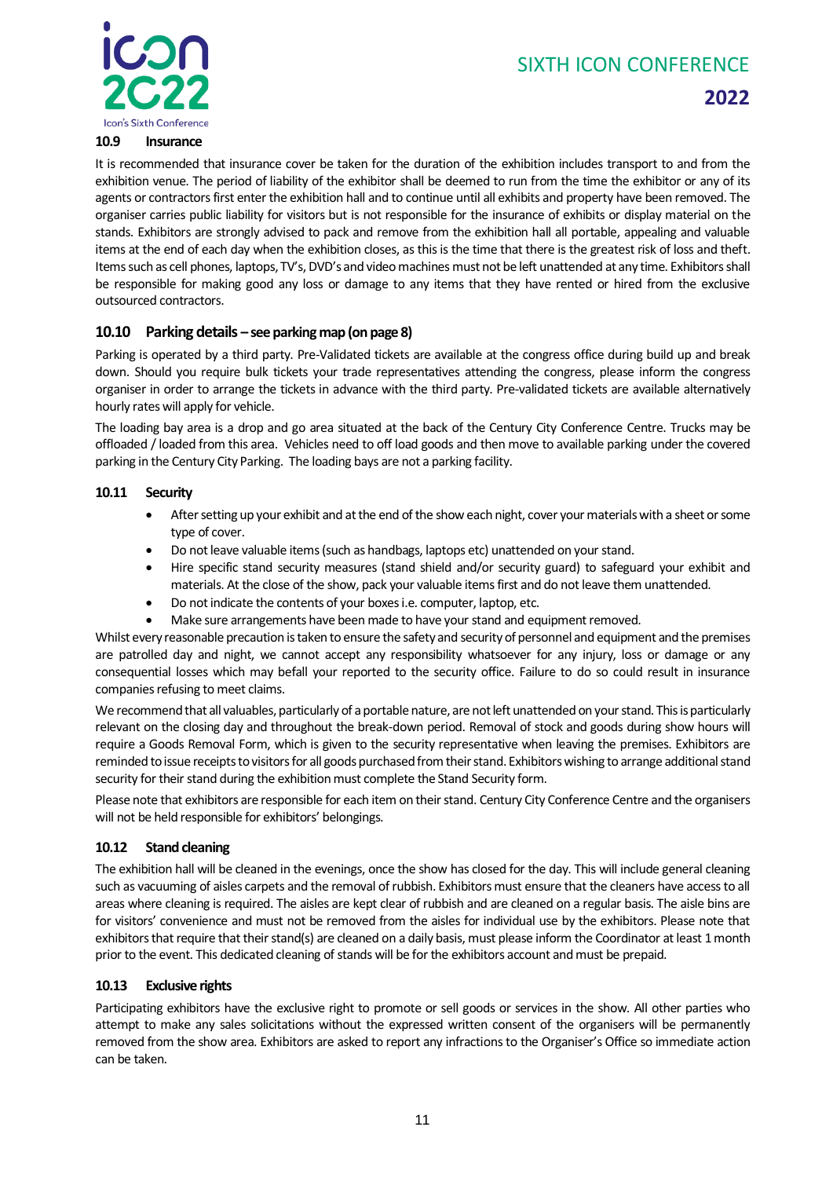### 10.9 Insurance

It is recommended that insurance cover be taken for the duration of the exhibition includes transport to and from the exhibition venue. The period of liability of the exhibitor shall be deemed to run from the time the exhibitor or any of its agents or contractors first enter the exhibition hall and to continue until all exhibits and property have been removed. The organiser carries public liability for visitors but is not responsible for the insurance of exhibits or display material on the stands. Exhibitors are strongly advised to pack and remove from the exhibition hall all portable, appealing and valuable items at the end of each day when the exhibition closes, as this is the time that there is the greatest risk of loss and theft. Items such as cell phones, laptops, TV's, DVD's and video machines must not be left unattended at any time. Exhibitors shall be responsible for making good any loss or damage to any items that they have rented or hired from the exclusive outsourced contractors.

### 10.10 Parking details – see parking map (on page 8)

Parking is operated by a third party. Pre-Validated tickets are available at the congress office during build up and break down. Should you require bulk tickets your trade representatives attending the congress, please inform the congress organiser in order to arrange the tickets in advance with the third party. Pre-validated tickets are available alternatively hourly rates will apply for vehicle.

The loading bay area is a drop and go area situated at the back of the Century City Conference Centre. Trucks may be offloaded / loaded from this area. Vehicles need to off load goods and then move to available parking under the covered parking in the Century City Parking. The loading bays are not a parking facility.

### 10.11 Security

- After setting up your exhibit and at the end of the show each night, cover your materials with a sheet or some type of cover.
- Do not leave valuable items (such as handbags, laptops etc) unattended on your stand.
- Hire specific stand security measures (stand shield and/or security guard) to safeguard your exhibit and materials. At the close of the show, pack your valuable items first and do not leave them unattended.
- Do not indicate the contents of your boxes i.e. computer, laptop, etc.
- Make sure arrangements have been made to have your stand and equipment removed.

Whilst every reasonable precaution is taken to ensure the safety and security of personnel and equipment and the premises are patrolled day and night, we cannot accept any responsibility whatsoever for any injury, loss or damage or any consequential losses which may befall your reported to the security office. Failure to do so could result in insurance companies refusing to meet claims.

We recommend that all valuables, particularly of a portable nature, are not left unattended on your stand. This is particularly relevant on the closing day and throughout the break-down period. Removal of stock and goods during show hours will require a Goods Removal Form, which is given to the security representative when leaving the premises. Exhibitors are reminded to issue receipts to visitors for all goods purchased from their stand. Exhibitors wishing to arrange additional stand security for their stand during the exhibition must complete the Stand Security form.

Please note that exhibitors are responsible for each item on their stand. Century City Conference Centre and the organisers will not be held responsible for exhibitors' belongings.

### 10.12 Stand cleaning

The exhibition hall will be cleaned in the evenings, once the show has closed for the day. This will include general cleaning such as vacuuming of aisles carpets and the removal of rubbish. Exhibitors must ensure that the cleaners have access to all areas where cleaning is required. The aisles are kept clear of rubbish and are cleaned on a regular basis. The aisle bins are for visitors' convenience and must not be removed from the aisles for individual use by the exhibitors. Please note that exhibitors that require that their stand(s) are cleaned on a daily basis, must please inform the Coordinator at least 1 month prior to the event. This dedicated cleaning of stands will be for the exhibitors account and must be prepaid.

### 10.13 Exclusive rights

Participating exhibitors have the exclusive right to promote or sell goods or services in the show. All other parties who attempt to make any sales solicitations without the expressed written consent of the organisers will be permanently removed from the show area. Exhibitors are asked to report any infractions to the Organiser's Office so immediate action can be taken.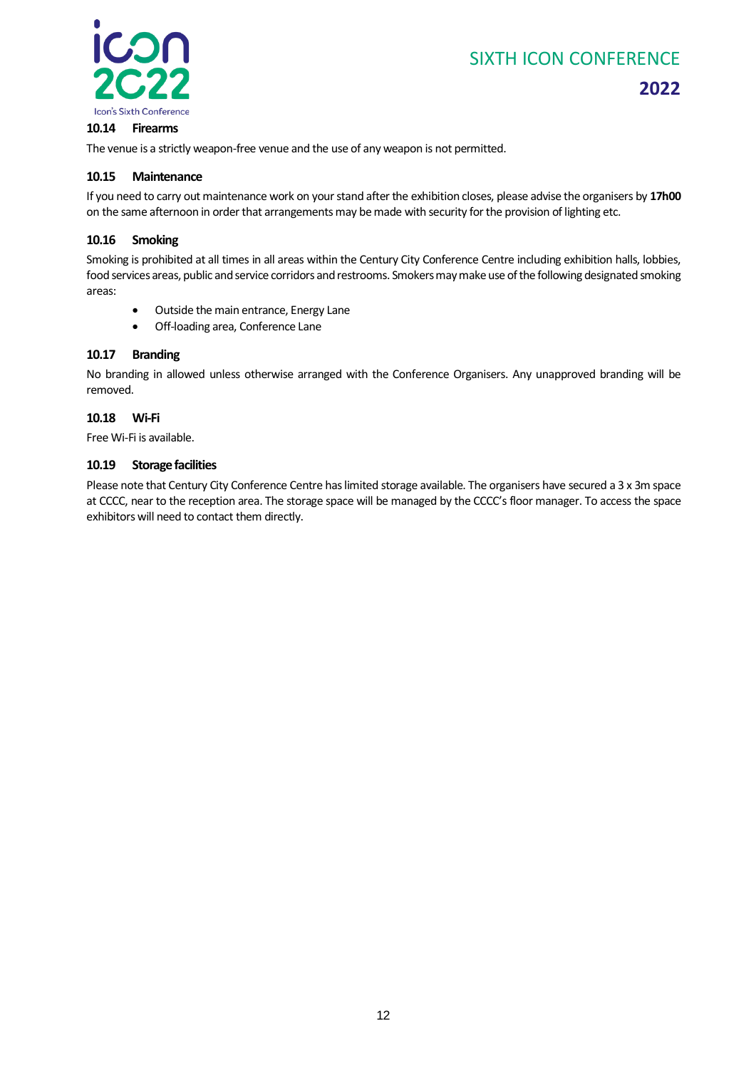### 10.14 Firearms

The venue is a strictly weapon-free venue and the use of any weapon is not permitted.

### 10.15 Maintenance

If you need to carry out maintenance work on your stand after the exhibition closes, please advise the organisers by **17h00** on the same afternoon in order that arrangements may be made with security for the provision of lighting etc.

### 10.16 Smoking

Smoking is prohibited at all times in all areas within the Century City Conference Centre including exhibition halls, lobbies, food services areas, public and service corridors and restrooms. Smokers may make use of the following designated smoking areas:

- Outside the main entrance, Energy Lane
- Off-loading area, Conference Lane

### 10.17 Branding

No branding in allowed unless otherwise arranged with the Conference Organisers. Any unapproved branding will be removed.

### 10.18 Wi-Fi

Free Wi-Fi is available.

### 10.19 Storage facilities

Please note that Century City Conference Centre has limited storage available. The organisers have secured a 3 x 3m space at CCCC, near to the reception area. The storage space will be managed by the CCCC's floor manager. To access the space exhibitors will need to contact them directly.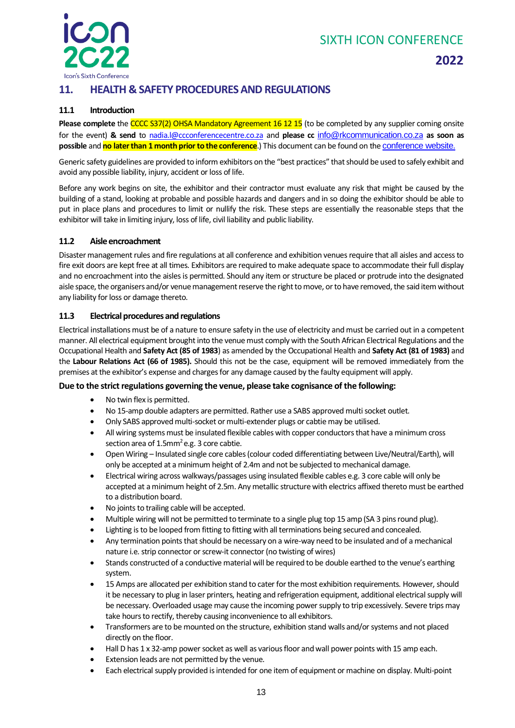## 11. HEALTH & SAFETY PROCEDURES AND REGULATIONS

### 11.1 Introduction

**Please complete** the CCCC S37(2) OHSA Mandatory Agreement 16 12 15 (to be completed by any supplier coming onsite for the event) **& send** to nadia.l@ccconferencecentre.co.za and **please cc** info@rkcommunication.co.za **as soon as possible** and **no later than 1 month prior to the conference**.) This document can be found on the conference website.

Generic safety guidelines are provided to inform exhibitors on the "best practices" that should be used to safely exhibit and avoid any possible liability, injury, accident or loss of life.

Before any work begins on site, the exhibitor and their contractor must evaluate any risk that might be caused by the building of a stand, looking at probable and possible hazards and dangers and in so doing the exhibitor should be able to put in place plans and procedures to limit or nullify the risk. These steps are essentially the reasonable steps that the exhibitor will take in limiting injury, loss of life, civil liability and public liability.

### 11.2 Aisle encroachment

Disaster management rules and fire regulations at all conference and exhibition venues require that all aisles and access to fire exit doors are kept free at all times. Exhibitors are required to make adequate space to accommodate their full display and no encroachment into the aisles is permitted. Should any item or structure be placed or protrude into the designated aisle space, the organisers and/or venue management reserve the right to move, or to have removed, the said item without any liability for loss or damage thereto.

### 11.3 Electrical procedures and regulations

Electrical installations must be of a nature to ensure safety in the use of electricity and must be carried out in a competent manner. All electrical equipment brought into the venue must comply with the South African Electrical Regulations and the Occupational Health and **Safety Act (85 of 1983**) as amended by the Occupational Health and **Safety Act (81 of 1983)** and the **Labour Relations Act (66 of 1985).** Should this not be the case, equipment will be removed immediately from the premises at the exhibitor's expense and charges for any damage caused by the faulty equipment will apply.

**Due to the strict regulations governing the venue, please take cognisance of the following:**

- No twin flex is permitted.
- No 15-amp double adapters are permitted. Rather use a SABS approved multi socket outlet.
- Only SABS approved multi-socket or multi-extender plugs or cabtie may be utilised.
- All wiring systems must be insulated flexible cables with copper conductors that have a minimum cross section area of 1.5mm$^2$ e.g. 3 core cabtie.
- Open Wiring – Insulated single core cables (colour coded differentiating between Live/Neutral/Earth), will only be accepted at a minimum height of 2.4m and not be subjected to mechanical damage.
- Electrical wiring across walkways/passages using insulated flexible cables e.g. 3 core cable will only be accepted at a minimum height of 2.5m. Any metallic structure with electrics affixed thereto must be earthed to a distribution board.
- No joints to trailing cable will be accepted.
- Multiple wiring will not be permitted to terminate to a single plug top 15 amp (SA 3 pins round plug).
- Lighting is to be looped from fitting to fitting with all terminations being secured and concealed.
- Any termination points that should be necessary on a wire-way need to be insulated and of a mechanical nature i.e. strip connector or screw-it connector (no twisting of wires)
- Stands constructed of a conductive material will be required to be double earthed to the venue's earthing system.
- 15 Amps are allocated per exhibition stand to cater for the most exhibition requirements. However, should it be necessary to plug in laser printers, heating and refrigeration equipment, additional electrical supply will be necessary. Overloaded usage may cause the incoming power supply to trip excessively. Severe trips may take hours to rectify, thereby causing inconvenience to all exhibitors.
- Transformers are to be mounted on the structure, exhibition stand walls and/or systems and not placed directly on the floor.
- Hall D has 1 x 32-amp power socket as well as various floor and wall power points with 15 amp each.
- Extension leads are not permitted by the venue.
- Each electrical supply provided is intended for one item of equipment or machine on display. Multi-point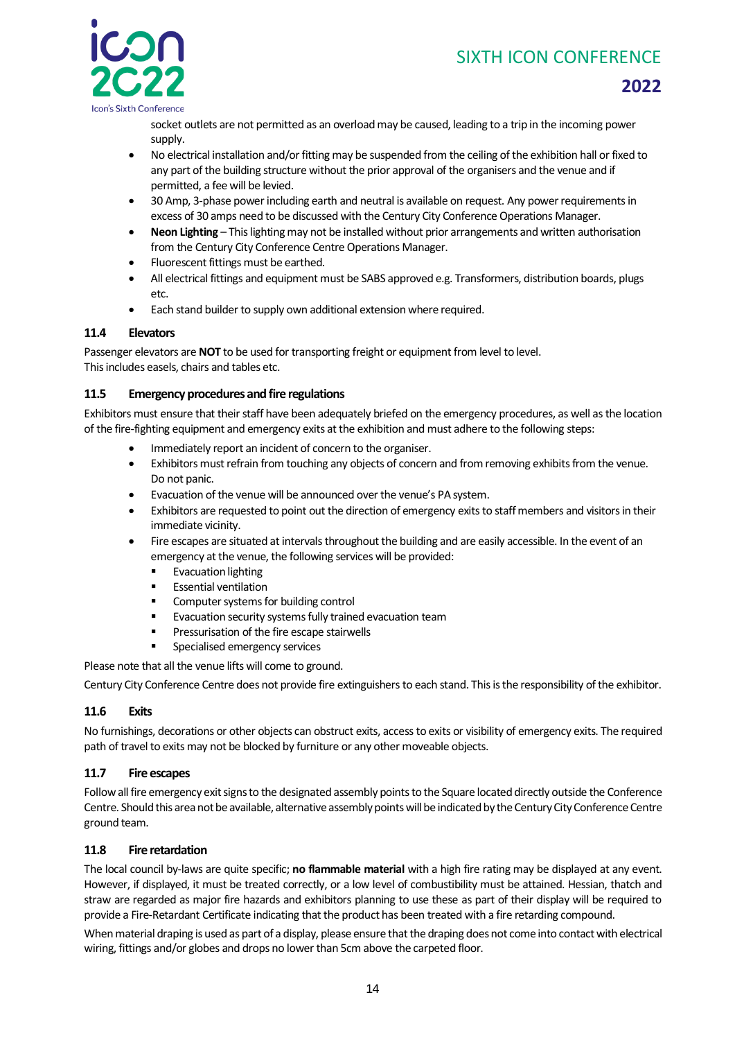socket outlets are not permitted as an overload may be caused, leading to a trip in the incoming power supply.

- No electrical installation and/or fitting may be suspended from the ceiling of the exhibition hall or fixed to any part of the building structure without the prior approval of the organisers and the venue and if permitted, a fee will be levied.
- 30 Amp, 3-phase power including earth and neutral is available on request. Any power requirements in excess of 30 amps need to be discussed with the Century City Conference Operations Manager.
- **Neon Lighting** – This lighting may not be installed without prior arrangements and written authorisation from the Century City Conference Centre Operations Manager.
- Fluorescent fittings must be earthed.
- All electrical fittings and equipment must be SABS approved e.g. Transformers, distribution boards, plugs etc.
- Each stand builder to supply own additional extension where required.

### 11.4 Elevators

Passenger elevators are **NOT** to be used for transporting freight or equipment from level to level.
This includes easels, chairs and tables etc.

### 11.5 Emergency procedures and fire regulations

Exhibitors must ensure that their staff have been adequately briefed on the emergency procedures, as well as the location of the fire-fighting equipment and emergency exits at the exhibition and must adhere to the following steps:

- Immediately report an incident of concern to the organiser.
- Exhibitors must refrain from touching any objects of concern and from removing exhibits from the venue. Do not panic.
- Evacuation of the venue will be announced over the venue's PA system.
- Exhibitors are requested to point out the direction of emergency exits to staff members and visitors in their immediate vicinity.
- Fire escapes are situated at intervals throughout the building and are easily accessible. In the event of an emergency at the venue, the following services will be provided:
  - Evacuation lighting
  - Essential ventilation
  - Computer systems for building control
  - Evacuation security systems fully trained evacuation team
  - Pressurisation of the fire escape stairwells
  - Specialised emergency services

Please note that all the venue lifts will come to ground.

Century City Conference Centre does not provide fire extinguishers to each stand. This is the responsibility of the exhibitor.

### 11.6 Exits

No furnishings, decorations or other objects can obstruct exits, access to exits or visibility of emergency exits. The required path of travel to exits may not be blocked by furniture or any other moveable objects.

### 11.7 Fire escapes

Follow all fire emergency exit signs to the designated assembly points to the Square located directly outside the Conference Centre. Should this area not be available, alternative assembly points will be indicated by the Century City Conference Centre ground team.

### 11.8 Fire retardation

The local council by-laws are quite specific; **no flammable material** with a high fire rating may be displayed at any event. However, if displayed, it must be treated correctly, or a low level of combustibility must be attained. Hessian, thatch and straw are regarded as major fire hazards and exhibitors planning to use these as part of their display will be required to provide a Fire-Retardant Certificate indicating that the product has been treated with a fire retarding compound.

When material draping is used as part of a display, please ensure that the draping does not come into contact with electrical wiring, fittings and/or globes and drops no lower than 5cm above the carpeted floor.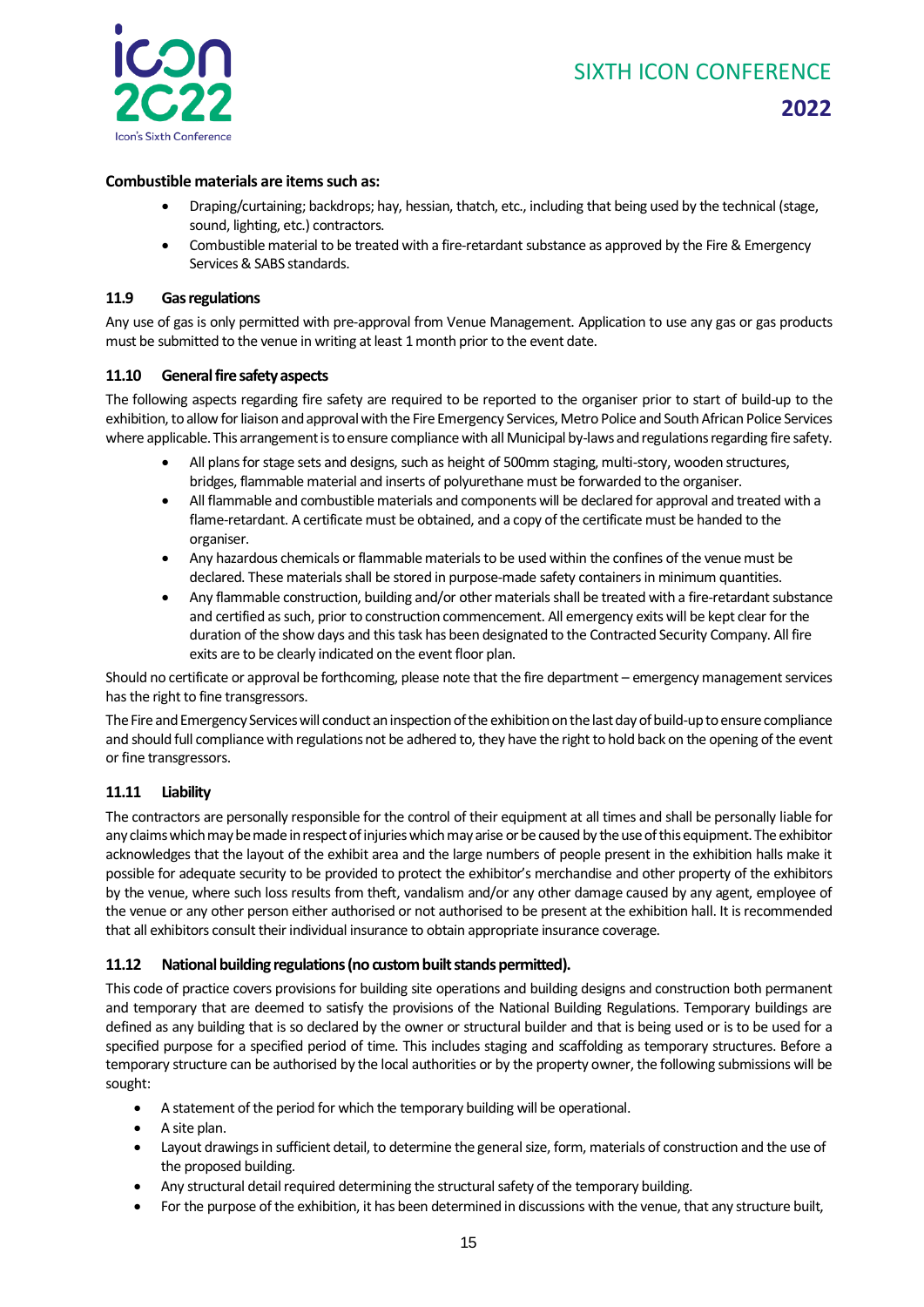**Combustible materials are items such as:**

- Draping/curtaining; backdrops; hay, hessian, thatch, etc., including that being used by the technical (stage, sound, lighting, etc.) contractors.
- Combustible material to be treated with a fire-retardant substance as approved by the Fire & Emergency Services & SABS standards.

### 11.9 Gas regulations

Any use of gas is only permitted with pre-approval from Venue Management. Application to use any gas or gas products must be submitted to the venue in writing at least 1 month prior to the event date.

### 11.10 General fire safety aspects

The following aspects regarding fire safety are required to be reported to the organiser prior to start of build-up to the exhibition, to allow for liaison and approval with the Fire Emergency Services, Metro Police and South African Police Services where applicable. This arrangement is to ensure compliance with all Municipal by-laws and regulations regarding fire safety.

- All plans for stage sets and designs, such as height of 500mm staging, multi-story, wooden structures, bridges, flammable material and inserts of polyurethane must be forwarded to the organiser.
- All flammable and combustible materials and components will be declared for approval and treated with a flame-retardant. A certificate must be obtained, and a copy of the certificate must be handed to the organiser.
- Any hazardous chemicals or flammable materials to be used within the confines of the venue must be declared. These materials shall be stored in purpose-made safety containers in minimum quantities.
- Any flammable construction, building and/or other materials shall be treated with a fire-retardant substance and certified as such, prior to construction commencement. All emergency exits will be kept clear for the duration of the show days and this task has been designated to the Contracted Security Company. All fire exits are to be clearly indicated on the event floor plan.

Should no certificate or approval be forthcoming, please note that the fire department – emergency management services has the right to fine transgressors.

The Fire and Emergency Services will conduct an inspection of the exhibition on the last day of build-up to ensure compliance and should full compliance with regulations not be adhered to, they have the right to hold back on the opening of the event or fine transgressors.

### 11.11 Liability

The contractors are personally responsible for the control of their equipment at all times and shall be personally liable for any claims which may be made in respect of injuries which may arise or be caused by the use of this equipment. The exhibitor acknowledges that the layout of the exhibit area and the large numbers of people present in the exhibition halls make it possible for adequate security to be provided to protect the exhibitor's merchandise and other property of the exhibitors by the venue, where such loss results from theft, vandalism and/or any other damage caused by any agent, employee of the venue or any other person either authorised or not authorised to be present at the exhibition hall. It is recommended that all exhibitors consult their individual insurance to obtain appropriate insurance coverage.

### 11.12 National building regulations (no custom built stands permitted).

This code of practice covers provisions for building site operations and building designs and construction both permanent and temporary that are deemed to satisfy the provisions of the National Building Regulations. Temporary buildings are defined as any building that is so declared by the owner or structural builder and that is being used or is to be used for a specified purpose for a specified period of time. This includes staging and scaffolding as temporary structures. Before a temporary structure can be authorised by the local authorities or by the property owner, the following submissions will be sought:

- A statement of the period for which the temporary building will be operational.
- A site plan.
- Layout drawings in sufficient detail, to determine the general size, form, materials of construction and the use of the proposed building.
- Any structural detail required determining the structural safety of the temporary building.
- For the purpose of the exhibition, it has been determined in discussions with the venue, that any structure built,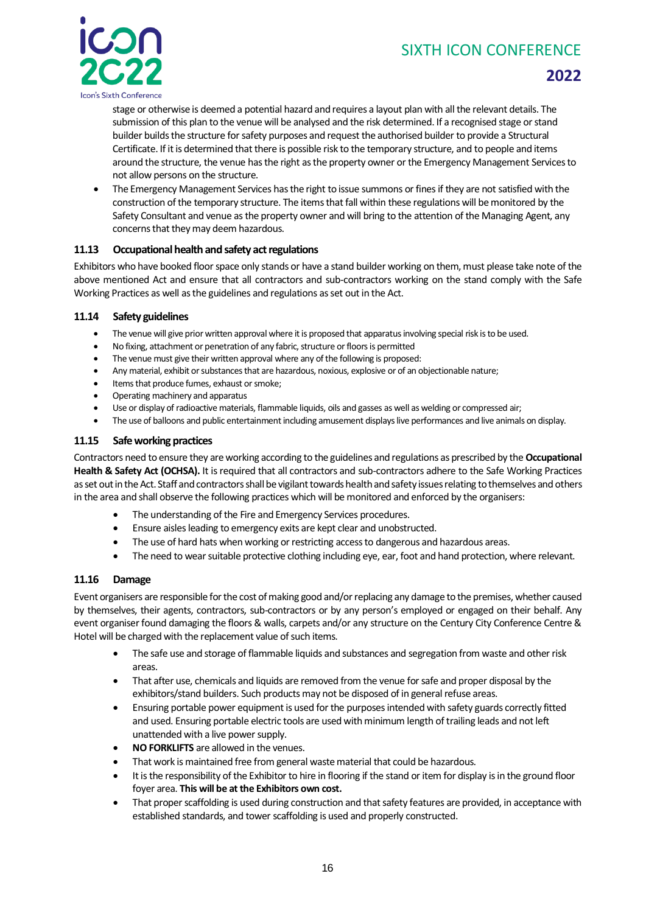stage or otherwise is deemed a potential hazard and requires a layout plan with all the relevant details. The submission of this plan to the venue will be analysed and the risk determined. If a recognised stage or stand builder builds the structure for safety purposes and request the authorised builder to provide a Structural Certificate. If it is determined that there is possible risk to the temporary structure, and to people and items around the structure, the venue has the right as the property owner or the Emergency Management Services to not allow persons on the structure.
- The Emergency Management Services has the right to issue summons or fines if they are not satisfied with the construction of the temporary structure. The items that fall within these regulations will be monitored by the Safety Consultant and venue as the property owner and will bring to the attention of the Managing Agent, any concerns that they may deem hazardous.

### 11.13 Occupational health and safety act regulations

Exhibitors who have booked floor space only stands or have a stand builder working on them, must please take note of the above mentioned Act and ensure that all contractors and sub-contractors working on the stand comply with the Safe Working Practices as well as the guidelines and regulations as set out in the Act.

### 11.14 Safety guidelines

- The venue will give prior written approval where it is proposed that apparatus involving special risk is to be used.
- No fixing, attachment or penetration of any fabric, structure or floors is permitted
- The venue must give their written approval where any of the following is proposed:
- Any material, exhibit or substances that are hazardous, noxious, explosive or of an objectionable nature;
- Items that produce fumes, exhaust or smoke;
- Operating machinery and apparatus
- Use or display of radioactive materials, flammable liquids, oils and gasses as well as welding or compressed air;
- The use of balloons and public entertainment including amusement displays live performances and live animals on display.

### 11.15 Safe working practices

Contractors need to ensure they are working according to the guidelines and regulations as prescribed by the **Occupational Health & Safety Act (OCHSA).** It is required that all contractors and sub-contractors adhere to the Safe Working Practices as set out in the Act. Staff and contractors shall be vigilant towards health and safety issues relating to themselves and others in the area and shall observe the following practices which will be monitored and enforced by the organisers:

- The understanding of the Fire and Emergency Services procedures.
- Ensure aisles leading to emergency exits are kept clear and unobstructed.
- The use of hard hats when working or restricting access to dangerous and hazardous areas.
- The need to wear suitable protective clothing including eye, ear, foot and hand protection, where relevant.

### 11.16 Damage

Event organisers are responsible for the cost of making good and/or replacing any damage to the premises, whether caused by themselves, their agents, contractors, sub-contractors or by any person's employed or engaged on their behalf. Any event organiser found damaging the floors & walls, carpets and/or any structure on the Century City Conference Centre & Hotel will be charged with the replacement value of such items.

- The safe use and storage of flammable liquids and substances and segregation from waste and other risk areas.
- That after use, chemicals and liquids are removed from the venue for safe and proper disposal by the exhibitors/stand builders. Such products may not be disposed of in general refuse areas.
- Ensuring portable power equipment is used for the purposes intended with safety guards correctly fitted and used. Ensuring portable electric tools are used with minimum length of trailing leads and not left unattended with a live power supply.
- **NO FORKLIFTS** are allowed in the venues.
- That work is maintained free from general waste material that could be hazardous.
- It is the responsibility of the Exhibitor to hire in flooring if the stand or item for display is in the ground floor foyer area. **This will be at the Exhibitors own cost.**
- That proper scaffolding is used during construction and that safety features are provided, in acceptance with established standards, and tower scaffolding is used and properly constructed.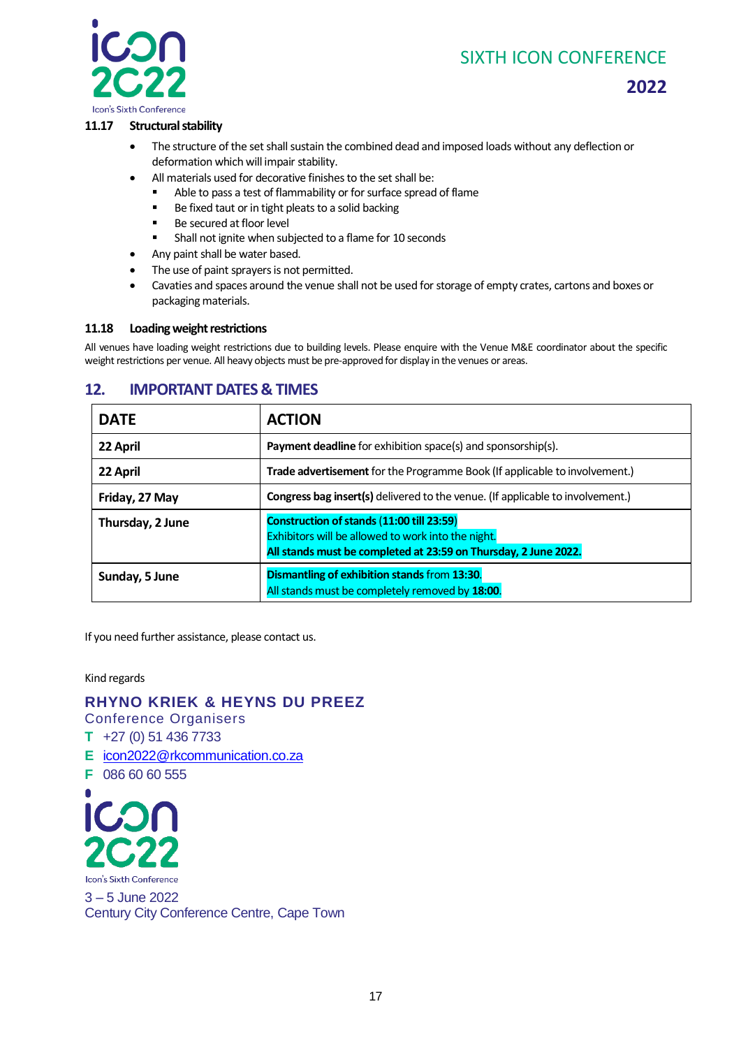### 11.17 Structural stability

- The structure of the set shall sustain the combined dead and imposed loads without any deflection or deformation which will impair stability.
- All materials used for decorative finishes to the set shall be:
  - Able to pass a test of flammability or for surface spread of flame
  - Be fixed taut or in tight pleats to a solid backing
  - Be secured at floor level
  - Shall not ignite when subjected to a flame for 10 seconds
- Any paint shall be water based.
- The use of paint sprayers is not permitted.
- Cavaties and spaces around the venue shall not be used for storage of empty crates, cartons and boxes or packaging materials.

### 11.18 Loading weight restrictions

All venues have loading weight restrictions due to building levels. Please enquire with the Venue M&E coordinator about the specific weight restrictions per venue. All heavy objects must be pre-approved for display in the venues or areas.

## 12. IMPORTANT DATES & TIMES

| DATE | ACTION |
| --- | --- |
| **22 April** | **Payment deadline** for exhibition space(s) and sponsorship(s). |
| **22 April** | **Trade advertisement** for the Programme Book (If applicable to involvement.) |
| **Friday, 27 May** | **Congress bag insert(s)** delivered to the venue. (If applicable to involvement.) |
| **Thursday, 2 June** | **Construction of stands (11:00 till 23:59)**<br>Exhibitors will be allowed to work into the night.<br>**All stands must be completed at 23:59 on Thursday, 2 June 2022.** |
| **Sunday, 5 June** | **Dismantling of exhibition stands** from **13:30**.<br>All stands must be completely removed by **18:00**. |

If you need further assistance, please contact us.

Kind regards

**RHYNO KRIEK & HEYNS DU PREEZ**
Conference Organisers
**T** +27 (0) 51 436 7733
**E** icon2022@rkcommunication.co.za
**F** 086 60 60 555

icon 2022
Icon's Sixth Conference
3 – 5 June 2022
Century City Conference Centre, Cape Town